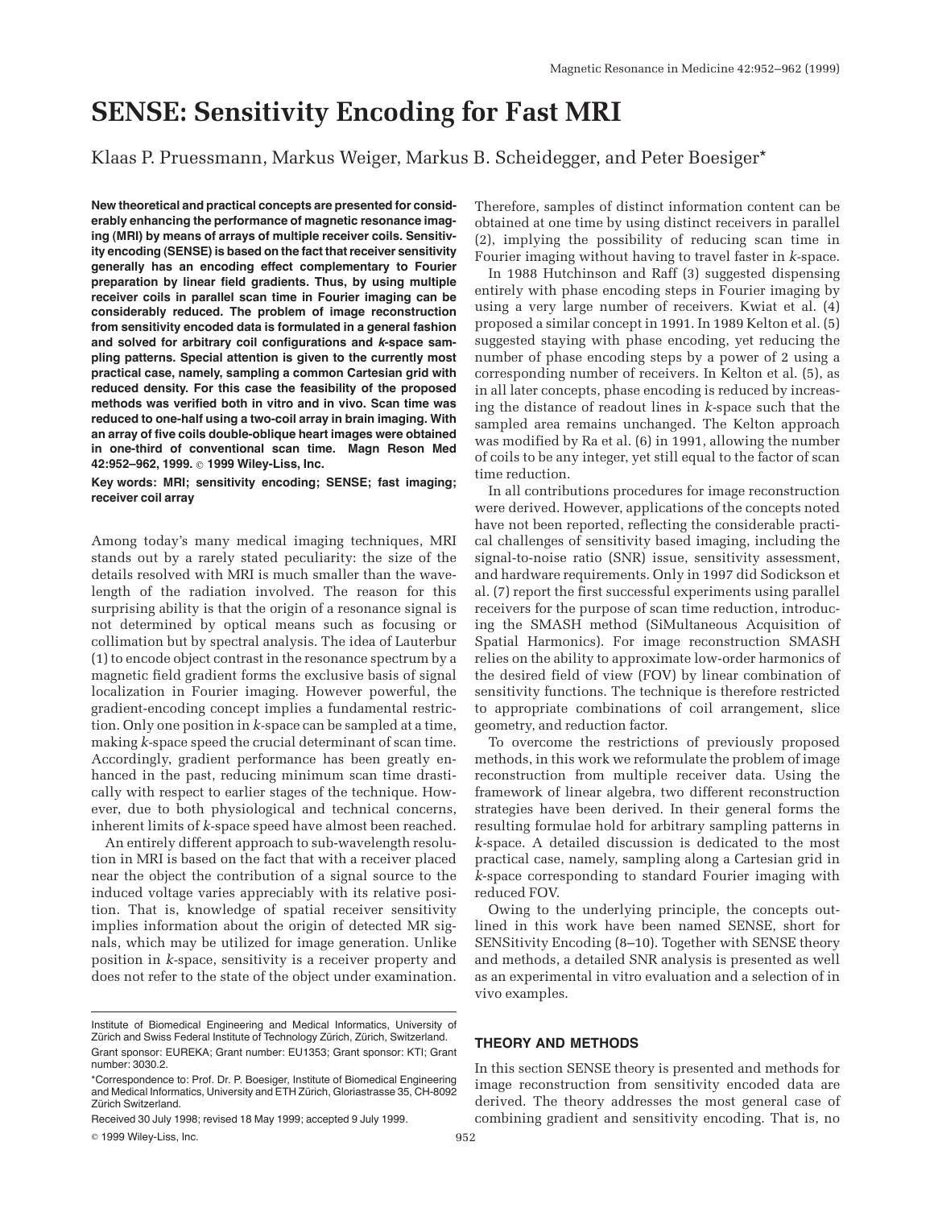# SENSE: Sensitivity Encoding for Fast MRI

Klaas P. Pruessmann, Markus Weiger, Markus B. Scheidegger, and Peter Boesiger*

**New theoretical and practical concepts are presented for considerably enhancing the performance of magnetic resonance imaging (MRI) by means of arrays of multiple receiver coils. Sensitivity encoding (SENSE) is based on the fact that receiver sensitivity generally has an encoding effect complementary to Fourier preparation by linear field gradients. Thus, by using multiple receiver coils in parallel scan time in Fourier imaging can be considerably reduced. The problem of image reconstruction from sensitivity encoded data is formulated in a general fashion and solved for arbitrary coil configurations and *k*-space sampling patterns. Special attention is given to the currently most practical case, namely, sampling a common Cartesian grid with reduced density. For this case the feasibility of the proposed methods was verified both in vitro and in vivo. Scan time was reduced to one-half using a two-coil array in brain imaging. With an array of five coils double-oblique heart images were obtained in one-third of conventional scan time. Magn Reson Med 42:952–962, 1999. © 1999 Wiley-Liss, Inc.**

**Key words: MRI; sensitivity encoding; SENSE; fast imaging; receiver coil array**

Among today's many medical imaging techniques, MRI stands out by a rarely stated peculiarity: the size of the details resolved with MRI is much smaller than the wavelength of the radiation involved. The reason for this surprising ability is that the origin of a resonance signal is not determined by optical means such as focusing or collimation but by spectral analysis. The idea of Lauterbur (1) to encode object contrast in the resonance spectrum by a magnetic field gradient forms the exclusive basis of signal localization in Fourier imaging. However powerful, the gradient-encoding concept implies a fundamental restriction. Only one position in *k*-space can be sampled at a time, making *k*-space speed the crucial determinant of scan time. Accordingly, gradient performance has been greatly enhanced in the past, reducing minimum scan time drastically with respect to earlier stages of the technique. However, due to both physiological and technical concerns, inherent limits of *k*-space speed have almost been reached.

An entirely different approach to sub-wavelength resolution in MRI is based on the fact that with a receiver placed near the object the contribution of a signal source to the induced voltage varies appreciably with its relative position. That is, knowledge of spatial receiver sensitivity implies information about the origin of detected MR signals, which may be utilized for image generation. Unlike position in *k*-space, sensitivity is a receiver property and does not refer to the state of the object under examination. Therefore, samples of distinct information content can be obtained at one time by using distinct receivers in parallel (2), implying the possibility of reducing scan time in Fourier imaging without having to travel faster in *k*-space.

In 1988 Hutchinson and Raff (3) suggested dispensing entirely with phase encoding steps in Fourier imaging by using a very large number of receivers. Kwiat et al. (4) proposed a similar concept in 1991. In 1989 Kelton et al. (5) suggested staying with phase encoding, yet reducing the number of phase encoding steps by a power of 2 using a corresponding number of receivers. In Kelton et al. (5), as in all later concepts, phase encoding is reduced by increasing the distance of readout lines in *k*-space such that the sampled area remains unchanged. The Kelton approach was modified by Ra et al. (6) in 1991, allowing the number of coils to be any integer, yet still equal to the factor of scan time reduction.

In all contributions procedures for image reconstruction were derived. However, applications of the concepts noted have not been reported, reflecting the considerable practical challenges of sensitivity based imaging, including the signal-to-noise ratio (SNR) issue, sensitivity assessment, and hardware requirements. Only in 1997 did Sodickson et al. (7) report the first successful experiments using parallel receivers for the purpose of scan time reduction, introducing the SMASH method (SiMultaneous Acquisition of Spatial Harmonics). For image reconstruction SMASH relies on the ability to approximate low-order harmonics of the desired field of view (FOV) by linear combination of sensitivity functions. The technique is therefore restricted to appropriate combinations of coil arrangement, slice geometry, and reduction factor.

To overcome the restrictions of previously proposed methods, in this work we reformulate the problem of image reconstruction from multiple receiver data. Using the framework of linear algebra, two different reconstruction strategies have been derived. In their general forms the resulting formulae hold for arbitrary sampling patterns in *k*-space. A detailed discussion is dedicated to the most practical case, namely, sampling along a Cartesian grid in *k*-space corresponding to standard Fourier imaging with reduced FOV.

Owing to the underlying principle, the concepts outlined in this work have been named SENSE, short for SENSitivity Encoding (8–10). Together with SENSE theory and methods, a detailed SNR analysis is presented as well as an experimental in vitro evaluation and a selection of in vivo examples.

## THEORY AND METHODS

In this section SENSE theory is presented and methods for image reconstruction from sensitivity encoded data are derived. The theory addresses the most general case of combining gradient and sensitivity encoding. That is, no

---

Institute of Biomedical Engineering and Medical Informatics, University of Zürich and Swiss Federal Institute of Technology Zürich, Zürich, Switzerland.

Grant sponsor: EUREKA; Grant number: EU1353; Grant sponsor: KTI; Grant number: 3030.2.

*Correspondence to: Prof. Dr. P. Boesiger, Institute of Biomedical Engineering and Medical Informatics, University and ETH Zürich, Gloriastrasse 35, CH-8092 Zürich Switzerland.

Received 30 July 1998; revised 18 May 1999; accepted 9 July 1999.

© 1999 Wiley-Liss, Inc.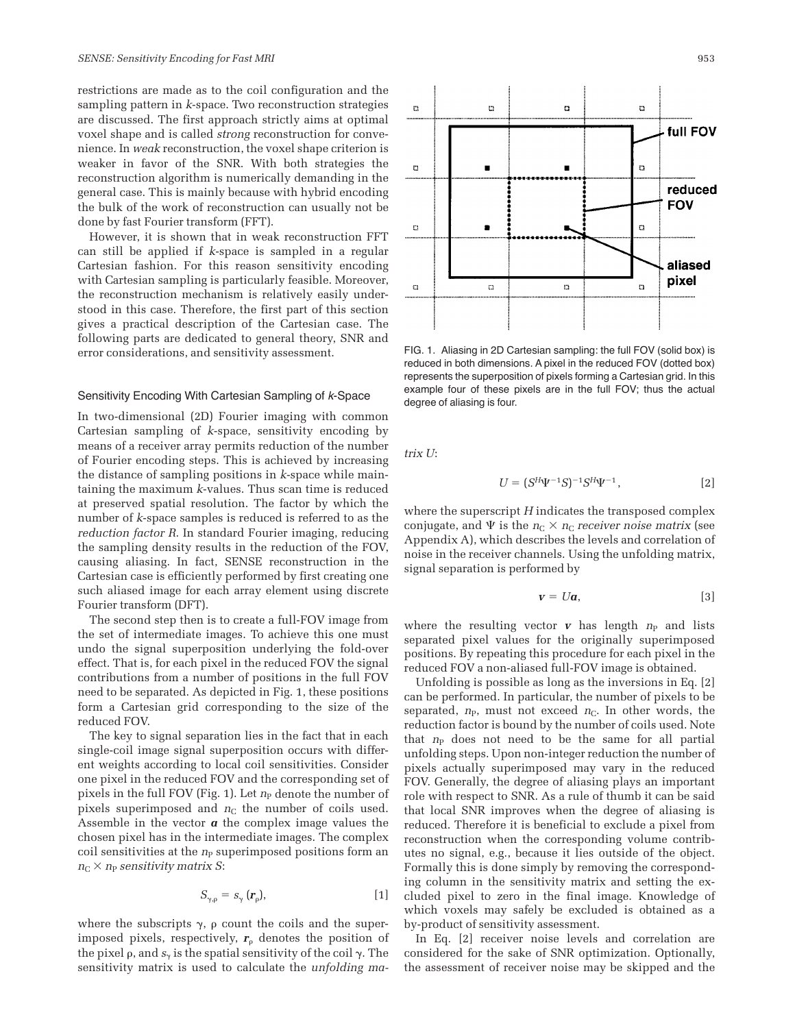restrictions are made as to the coil configuration and the sampling pattern in *k*-space. Two reconstruction strategies are discussed. The first approach strictly aims at optimal voxel shape and is called *strong* reconstruction for convenience. In *weak* reconstruction, the voxel shape criterion is weaker in favor of the SNR. With both strategies the reconstruction algorithm is numerically demanding in the general case. This is mainly because with hybrid encoding the bulk of the work of reconstruction can usually not be done by fast Fourier transform (FFT).

However, it is shown that in weak reconstruction FFT can still be applied if *k*-space is sampled in a regular Cartesian fashion. For this reason sensitivity encoding with Cartesian sampling is particularly feasible. Moreover, the reconstruction mechanism is relatively easily understood in this case. Therefore, the first part of this section gives a practical description of the Cartesian case. The following parts are dedicated to general theory, SNR and error considerations, and sensitivity assessment.

### Sensitivity Encoding With Cartesian Sampling of *k*-Space

In two-dimensional (2D) Fourier imaging with common Cartesian sampling of *k*-space, sensitivity encoding by means of a receiver array permits reduction of the number of Fourier encoding steps. This is achieved by increasing the distance of sampling positions in *k*-space while maintaining the maximum *k*-values. Thus scan time is reduced at preserved spatial resolution. The factor by which the number of *k*-space samples is reduced is referred to as the *reduction factor R*. In standard Fourier imaging, reducing the sampling density results in the reduction of the FOV, causing aliasing. In fact, SENSE reconstruction in the Cartesian case is efficiently performed by first creating one such aliased image for each array element using discrete Fourier transform (DFT).

The second step then is to create a full-FOV image from the set of intermediate images. To achieve this one must undo the signal superposition underlying the fold-over effect. That is, for each pixel in the reduced FOV the signal contributions from a number of positions in the full FOV need to be separated. As depicted in Fig. 1, these positions form a Cartesian grid corresponding to the size of the reduced FOV.

The key to signal separation lies in the fact that in each single-coil image signal superposition occurs with different weights according to local coil sensitivities. Consider one pixel in the reduced FOV and the corresponding set of pixels in the full FOV (Fig. 1). Let $n_P$ denote the number of pixels superimposed and $n_C$ the number of coils used. Assemble in the vector $\boldsymbol{a}$ the complex image values the chosen pixel has in the intermediate images. The complex coil sensitivities at the $n_P$ superimposed positions form an $n_C \times n_P$ *sensitivity matrix S*:

$$S_{\gamma,\rho} = s_\gamma(\boldsymbol{r}_\rho), \qquad [1]$$

where the subscripts $\gamma$, $\rho$ count the coils and the superimposed pixels, respectively, $\boldsymbol{r}_\rho$ denotes the position of the pixel $\rho$, and $s_\gamma$ is the spatial sensitivity of the coil $\gamma$. The sensitivity matrix is used to calculate the *unfolding matrix U*:

FIG. 1. Aliasing in 2D Cartesian sampling: the full FOV (solid box) is reduced in both dimensions. A pixel in the reduced FOV (dotted box) represents the superposition of pixels forming a Cartesian grid. In this example four of these pixels are in the full FOV; thus the actual degree of aliasing is four.

$$U = (S^H \Psi^{-1} S)^{-1} S^H \Psi^{-1}, \qquad [2]$$

where the superscript $H$ indicates the transposed complex conjugate, and $\Psi$ is the $n_C \times n_C$ *receiver noise matrix* (see Appendix A), which describes the levels and correlation of noise in the receiver channels. Using the unfolding matrix, signal separation is performed by

$$\boldsymbol{v} = U\boldsymbol{a}, \qquad [3]$$

where the resulting vector $\boldsymbol{v}$ has length $n_P$ and lists separated pixel values for the originally superimposed positions. By repeating this procedure for each pixel in the reduced FOV a non-aliased full-FOV image is obtained.

Unfolding is possible as long as the inversions in Eq. [2] can be performed. In particular, the number of pixels to be separated, $n_P$, must not exceed $n_C$. In other words, the reduction factor is bound by the number of coils used. Note that $n_P$ does not need to be the same for all partial unfolding steps. Upon non-integer reduction the number of pixels actually superimposed may vary in the reduced FOV. Generally, the degree of aliasing plays an important role with respect to SNR. As a rule of thumb it can be said that local SNR improves when the degree of aliasing is reduced. Therefore it is beneficial to exclude a pixel from reconstruction when the corresponding volume contributes no signal, e.g., because it lies outside of the object. Formally this is done simply by removing the corresponding column in the sensitivity matrix and setting the excluded pixel to zero in the final image. Knowledge of which voxels may safely be excluded is obtained as a by-product of sensitivity assessment.

In Eq. [2] receiver noise levels and correlation are considered for the sake of SNR optimization. Optionally, the assessment of receiver noise may be skipped and the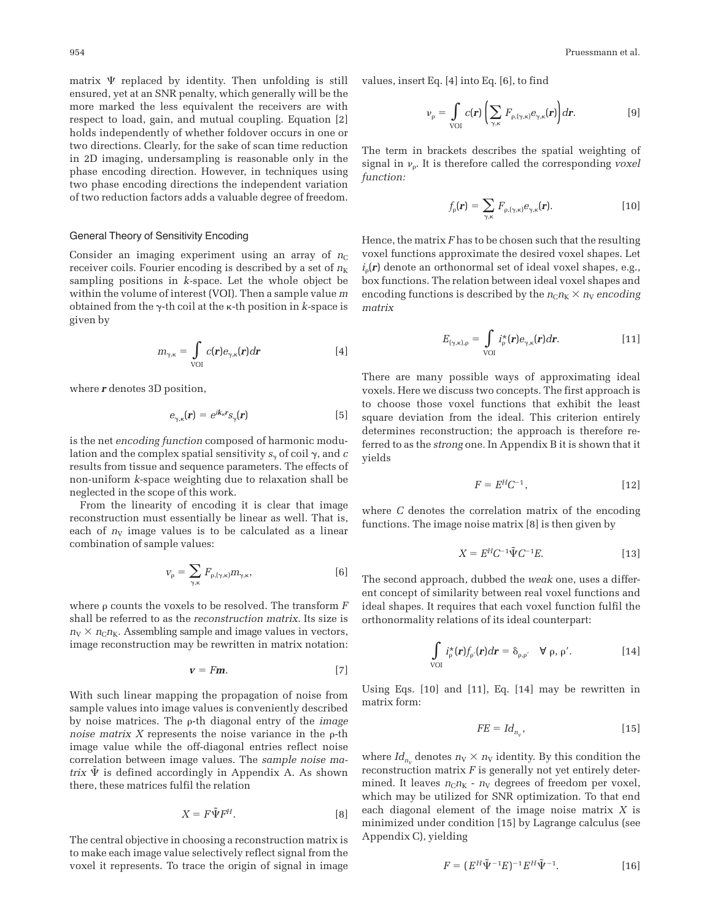matrix $\Psi$ replaced by identity. Then unfolding is still ensured, yet at an SNR penalty, which generally will be the more marked the less equivalent the receivers are with respect to load, gain, and mutual coupling. Equation [2] holds independently of whether foldover occurs in one or two directions. Clearly, for the sake of scan time reduction in 2D imaging, undersampling is reasonable only in the phase encoding direction. However, in techniques using two phase encoding directions the independent variation of two reduction factors adds a valuable degree of freedom.

## General Theory of Sensitivity Encoding

Consider an imaging experiment using an array of $n_C$ receiver coils. Fourier encoding is described by a set of $n_K$ sampling positions in $k$-space. Let the whole object be within the volume of interest (VOI). Then a sample value $m$ obtained from the $\gamma$-th coil at the $\kappa$-th position in $k$-space is given by

$$m_{\gamma,\kappa} = \int_{\text{VOI}} c(\boldsymbol{r}) e_{\gamma,\kappa}(\boldsymbol{r}) d\boldsymbol{r} \qquad [4]$$

where $\boldsymbol{r}$ denotes 3D position,

$$e_{\gamma,\kappa}(\boldsymbol{r}) = e^{i\boldsymbol{k}_\kappa \boldsymbol{r}} s_\gamma(\boldsymbol{r}) \qquad [5]$$

is the net *encoding function* composed of harmonic modulation and the complex spatial sensitivity $s_\gamma$ of coil $\gamma$, and $c$ results from tissue and sequence parameters. The effects of non-uniform $k$-space weighting due to relaxation shall be neglected in the scope of this work.

From the linearity of encoding it is clear that image reconstruction must essentially be linear as well. That is, each of $n_V$ image values is to be calculated as a linear combination of sample values:

$$v_\rho = \sum_{\gamma,\kappa} F_{\rho,(\gamma,\kappa)} m_{\gamma,\kappa}, \qquad [6]$$

where $\rho$ counts the voxels to be resolved. The transform $F$ shall be referred to as the *reconstruction matrix*. Its size is $n_V \times n_C n_K$. Assembling sample and image values in vectors, image reconstruction may be rewritten in matrix notation:

$$\boldsymbol{v} = F\boldsymbol{m}. \qquad [7]$$

With such linear mapping the propagation of noise from sample values into image values is conveniently described by noise matrices. The $\rho$-th diagonal entry of the *image noise matrix X* represents the noise variance in the $\rho$-th image value while the off-diagonal entries reflect noise correlation between image values. The *sample noise matrix* $\tilde{\Psi}$ is defined accordingly in Appendix A. As shown there, these matrices fulfil the relation

$$X = F\tilde{\Psi}F^H. \qquad [8]$$

The central objective in choosing a reconstruction matrix is to make each image value selectively reflect signal from the voxel it represents. To trace the origin of signal in image values, insert Eq. [4] into Eq. [6], to find

$$v_\rho = \int_{\text{VOI}} c(\boldsymbol{r}) \left( \sum_{\gamma,\kappa} F_{\rho,(\gamma,\kappa)} e_{\gamma,\kappa}(\boldsymbol{r}) \right) d\boldsymbol{r}. \qquad [9]$$

The term in brackets describes the spatial weighting of signal in $v_\rho$. It is therefore called the corresponding *voxel function:*

$$f_\rho(\boldsymbol{r}) = \sum_{\gamma,\kappa} F_{\rho,(\gamma,\kappa)} e_{\gamma,\kappa}(\boldsymbol{r}). \qquad [10]$$

Hence, the matrix $F$ has to be chosen such that the resulting voxel functions approximate the desired voxel shapes. Let $i_\rho(\boldsymbol{r})$ denote an orthonormal set of ideal voxel shapes, e.g., box functions. The relation between ideal voxel shapes and encoding functions is described by the $n_C n_K \times n_V$ *encoding matrix*

$$E_{(\gamma,\kappa),\rho} = \int_{\text{VOI}} i^*_\rho(\boldsymbol{r}) e_{\gamma,\kappa}(\boldsymbol{r}) d\boldsymbol{r}. \qquad [11]$$

There are many possible ways of approximating ideal voxels. Here we discuss two concepts. The first approach is to choose those voxel functions that exhibit the least square deviation from the ideal. This criterion entirely determines reconstruction; the approach is therefore referred to as the *strong* one. In Appendix B it is shown that it yields

$$F = E^H C^{-1}, \qquad [12]$$

where $C$ denotes the correlation matrix of the encoding functions. The image noise matrix [8] is then given by

$$X = E^H C^{-1} \tilde{\Psi} C^{-1} E. \qquad [13]$$

The second approach, dubbed the *weak* one, uses a different concept of similarity between real voxel functions and ideal shapes. It requires that each voxel function fulfil the orthonormality relations of its ideal counterpart:

$$\int_{\text{VOI}} i^*_\rho(\boldsymbol{r}) f_{\rho'}(\boldsymbol{r}) d\boldsymbol{r} = \delta_{\rho,\rho'} \quad \forall\ \rho, \rho'. \qquad [14]$$

Using Eqs. [10] and [11], Eq. [14] may be rewritten in matrix form:

$$FE = Id_{n_V}, \qquad [15]$$

where $Id_{n_V}$ denotes $n_V \times n_V$ identity. By this condition the reconstruction matrix $F$ is generally not yet entirely determined. It leaves $n_C n_K$ - $n_V$ degrees of freedom per voxel, which may be utilized for SNR optimization. To that end each diagonal element of the image noise matrix $X$ is minimized under condition [15] by Lagrange calculus (see Appendix C), yielding

$$F = (E^H \tilde{\Psi}^{-1} E)^{-1} E^H \tilde{\Psi}^{-1}. \qquad [16]$$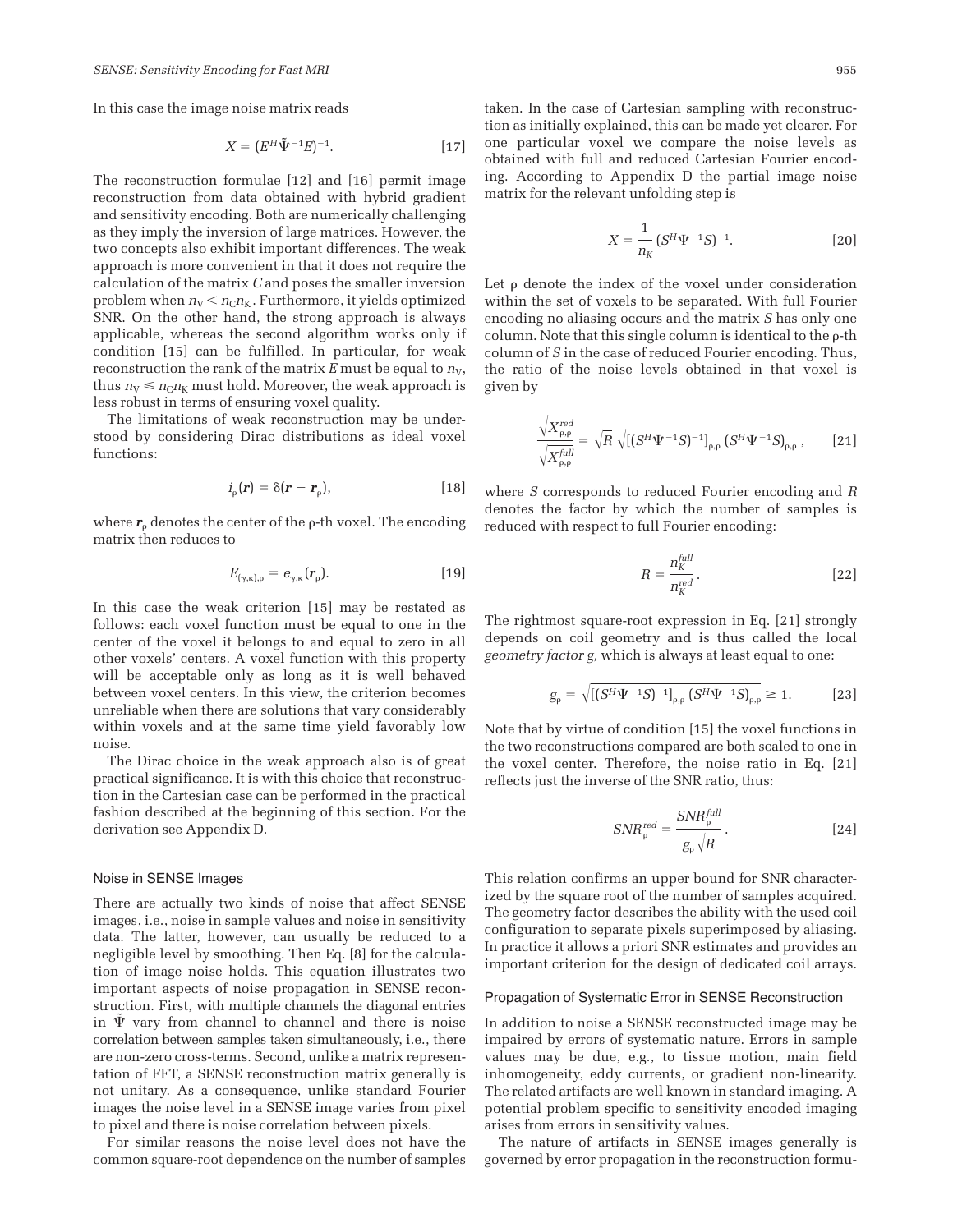In this case the image noise matrix reads

$$X = (E^H \tilde{\Psi}^{-1} E)^{-1}. \quad [17]$$

The reconstruction formulae [12] and [16] permit image reconstruction from data obtained with hybrid gradient and sensitivity encoding. Both are numerically challenging as they imply the inversion of large matrices. However, the two concepts also exhibit important differences. The weak approach is more convenient in that it does not require the calculation of the matrix $C$ and poses the smaller inversion problem when $n_V < n_C n_K$. Furthermore, it yields optimized SNR. On the other hand, the strong approach is always applicable, whereas the second algorithm works only if condition [15] can be fulfilled. In particular, for weak reconstruction the rank of the matrix $E$ must be equal to $n_V$, thus $n_V \leq n_C n_K$ must hold. Moreover, the weak approach is less robust in terms of ensuring voxel quality.

The limitations of weak reconstruction may be understood by considering Dirac distributions as ideal voxel functions:

$$i_\rho(\boldsymbol{r}) = \delta(\boldsymbol{r} - \boldsymbol{r}_\rho), \quad [18]$$

where $\boldsymbol{r}_\rho$ denotes the center of the ρ-th voxel. The encoding matrix then reduces to

$$E_{(\gamma,\kappa),\rho} = e_{\gamma,\kappa}(\boldsymbol{r}_\rho). \quad [19]$$

In this case the weak criterion [15] may be restated as follows: each voxel function must be equal to one in the center of the voxel it belongs to and equal to zero in all other voxels' centers. A voxel function with this property will be acceptable only as long as it is well behaved between voxel centers. In this view, the criterion becomes unreliable when there are solutions that vary considerably within voxels and at the same time yield favorably low noise.

The Dirac choice in the weak approach also is of great practical significance. It is with this choice that reconstruction in the Cartesian case can be performed in the practical fashion described at the beginning of this section. For the derivation see Appendix D.

### Noise in SENSE Images

There are actually two kinds of noise that affect SENSE images, i.e., noise in sample values and noise in sensitivity data. The latter, however, can usually be reduced to a negligible level by smoothing. Then Eq. [8] for the calculation of image noise holds. This equation illustrates two important aspects of noise propagation in SENSE reconstruction. First, with multiple channels the diagonal entries in $\tilde{\Psi}$ vary from channel to channel and there is noise correlation between samples taken simultaneously, i.e., there are non-zero cross-terms. Second, unlike a matrix representation of FFT, a SENSE reconstruction matrix generally is not unitary. As a consequence, unlike standard Fourier images the noise level in a SENSE image varies from pixel to pixel and there is noise correlation between pixels.

For similar reasons the noise level does not have the common square-root dependence on the number of samples taken. In the case of Cartesian sampling with reconstruction as initially explained, this can be made yet clearer. For one particular voxel we compare the noise levels as obtained with full and reduced Cartesian Fourier encoding. According to Appendix D the partial image noise matrix for the relevant unfolding step is

$$X = \frac{1}{n_K} (S^H \Psi^{-1} S)^{-1}. \quad [20]$$

Let ρ denote the index of the voxel under consideration within the set of voxels to be separated. With full Fourier encoding no aliasing occurs and the matrix $S$ has only one column. Note that this single column is identical to the ρ-th column of $S$ in the case of reduced Fourier encoding. Thus, the ratio of the noise levels obtained in that voxel is given by

$$\frac{\sqrt{X^{red}_{\rho,\rho}}}{\sqrt{X^{full}_{\rho,\rho}}} = \sqrt{R}\,\sqrt{[(S^H \Psi^{-1} S)^{-1}]_{\rho,\rho}\,(S^H \Psi^{-1} S)_{\rho,\rho}}, \quad [21]$$

where $S$ corresponds to reduced Fourier encoding and $R$ denotes the factor by which the number of samples is reduced with respect to full Fourier encoding:

$$R = \frac{n^{full}_K}{n^{red}_K}. \quad [22]$$

The rightmost square-root expression in Eq. [21] strongly depends on coil geometry and is thus called the local *geometry factor g,* which is always at least equal to one:

$$g_\rho = \sqrt{[(S^H \Psi^{-1} S)^{-1}]_{\rho,\rho}\,(S^H \Psi^{-1} S)_{\rho,\rho}} \geq 1. \quad [23]$$

Note that by virtue of condition [15] the voxel functions in the two reconstructions compared are both scaled to one in the voxel center. Therefore, the noise ratio in Eq. [21] reflects just the inverse of the SNR ratio, thus:

$$SNR^{red}_\rho = \frac{SNR^{full}_\rho}{g_\rho \sqrt{R}}. \quad [24]$$

This relation confirms an upper bound for SNR characterized by the square root of the number of samples acquired. The geometry factor describes the ability with the used coil configuration to separate pixels superimposed by aliasing. In practice it allows a priori SNR estimates and provides an important criterion for the design of dedicated coil arrays.

### Propagation of Systematic Error in SENSE Reconstruction

In addition to noise a SENSE reconstructed image may be impaired by errors of systematic nature. Errors in sample values may be due, e.g., to tissue motion, main field inhomogeneity, eddy currents, or gradient non-linearity. The related artifacts are well known in standard imaging. A potential problem specific to sensitivity encoded imaging arises from errors in sensitivity values.

The nature of artifacts in SENSE images generally is governed by error propagation in the reconstruction formu-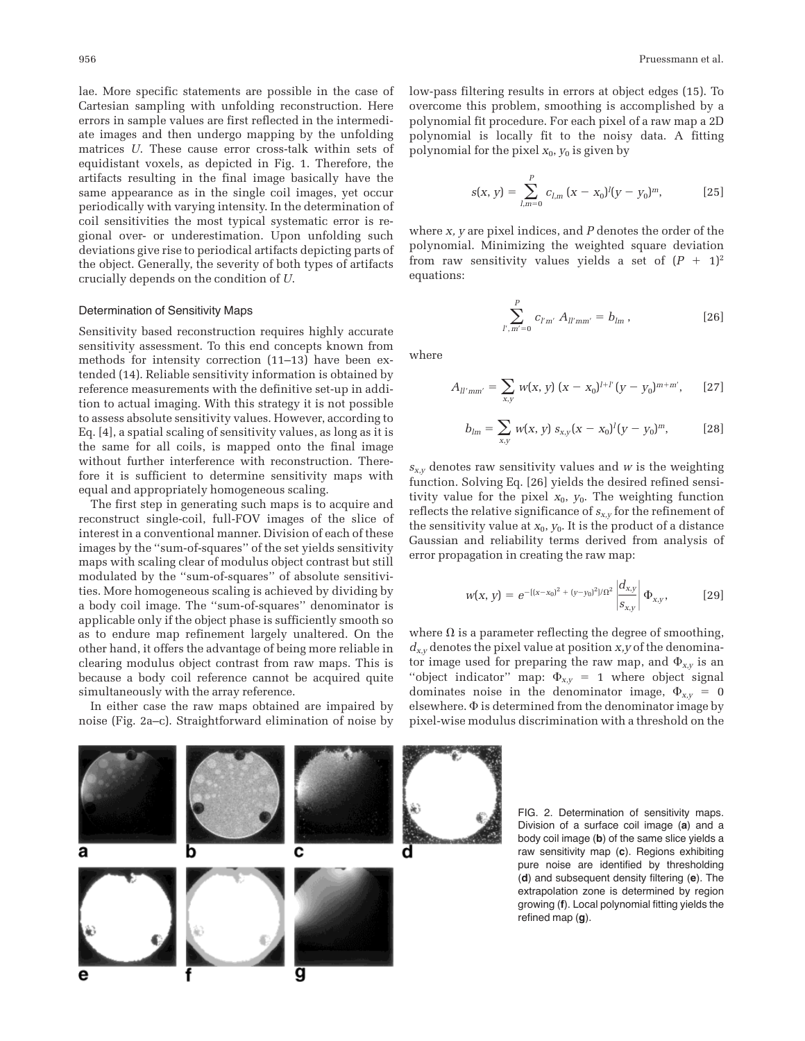lae. More specific statements are possible in the case of Cartesian sampling with unfolding reconstruction. Here errors in sample values are first reflected in the intermediate images and then undergo mapping by the unfolding matrices $U$. These cause error cross-talk within sets of equidistant voxels, as depicted in Fig. 1. Therefore, the artifacts resulting in the final image basically have the same appearance as in the single coil images, yet occur periodically with varying intensity. In the determination of coil sensitivities the most typical systematic error is regional over- or underestimation. Upon unfolding such deviations give rise to periodical artifacts depicting parts of the object. Generally, the severity of both types of artifacts crucially depends on the condition of $U$.

### Determination of Sensitivity Maps

Sensitivity based reconstruction requires highly accurate sensitivity assessment. To this end concepts known from methods for intensity correction (11–13) have been extended (14). Reliable sensitivity information is obtained by reference measurements with the definitive set-up in addition to actual imaging. With this strategy it is not possible to assess absolute sensitivity values. However, according to Eq. [4], a spatial scaling of sensitivity values, as long as it is the same for all coils, is mapped onto the final image without further interference with reconstruction. Therefore it is sufficient to determine sensitivity maps with equal and appropriately homogeneous scaling.

The first step in generating such maps is to acquire and reconstruct single-coil, full-FOV images of the slice of interest in a conventional manner. Division of each of these images by the "sum-of-squares" of the set yields sensitivity maps with scaling clear of modulus object contrast but still modulated by the "sum-of-squares" of absolute sensitivities. More homogeneous scaling is achieved by dividing by a body coil image. The "sum-of-squares" denominator is applicable only if the object phase is sufficiently smooth so as to endure map refinement largely unaltered. On the other hand, it offers the advantage of being more reliable in clearing modulus object contrast from raw maps. This is because a body coil reference cannot be acquired quite simultaneously with the array reference.

In either case the raw maps obtained are impaired by noise (Fig. 2a–c). Straightforward elimination of noise by low-pass filtering results in errors at object edges (15). To overcome this problem, smoothing is accomplished by a polynomial fit procedure. For each pixel of a raw map a 2D polynomial is locally fit to the noisy data. A fitting polynomial for the pixel $x_0$, $y_0$ is given by

$$s(x, y) = \sum_{l,m=0}^{P} c_{l,m}\,(x - x_0)^l (y - y_0)^m, \qquad [25]$$

where $x$, $y$ are pixel indices, and $P$ denotes the order of the polynomial. Minimizing the weighted square deviation from raw sensitivity values yields a set of $(P + 1)^2$ equations:

$$\sum_{l',m'=0}^{P} c_{l'm'}\,A_{ll'mm'} = b_{lm}\,, \qquad [26]$$

where

$$A_{ll'mm'} = \sum_{x,y} w(x, y)\,(x - x_0)^{l+l'}(y - y_0)^{m+m'}, \qquad [27]$$

$$b_{lm} = \sum_{x,y} w(x, y)\,s_{x,y}(x - x_0)^l (y - y_0)^m, \qquad [28]$$

$s_{x,y}$ denotes raw sensitivity values and $w$ is the weighting function. Solving Eq. [26] yields the desired refined sensitivity value for the pixel $x_0$, $y_0$. The weighting function reflects the relative significance of $s_{x,y}$ for the refinement of the sensitivity value at $x_0$, $y_0$. It is the product of a distance Gaussian and reliability terms derived from analysis of error propagation in creating the raw map:

$$w(x, y) = e^{-[(x-x_0)^2 + (y-y_0)^2]/\Omega^2} \left|\frac{d_{x,y}}{s_{x,y}}\right| \Phi_{x,y}, \qquad [29]$$

where $\Omega$ is a parameter reflecting the degree of smoothing, $d_{x,y}$ denotes the pixel value at position $x,y$ of the denominator image used for preparing the raw map, and $\Phi_{x,y}$ is an "object indicator" map: $\Phi_{x,y} = 1$ where object signal dominates noise in the denominator image, $\Phi_{x,y} = 0$ elsewhere. $\Phi$ is determined from the denominator image by pixel-wise modulus discrimination with a threshold on the

FIG. 2. Determination of sensitivity maps. Division of a surface coil image (**a**) and a body coil image (**b**) of the same slice yields a raw sensitivity map (**c**). Regions exhibiting pure noise are identified by thresholding (**d**) and subsequent density filtering (**e**). The extrapolation zone is determined by region growing (**f**). Local polynomial fitting yields the refined map (**g**).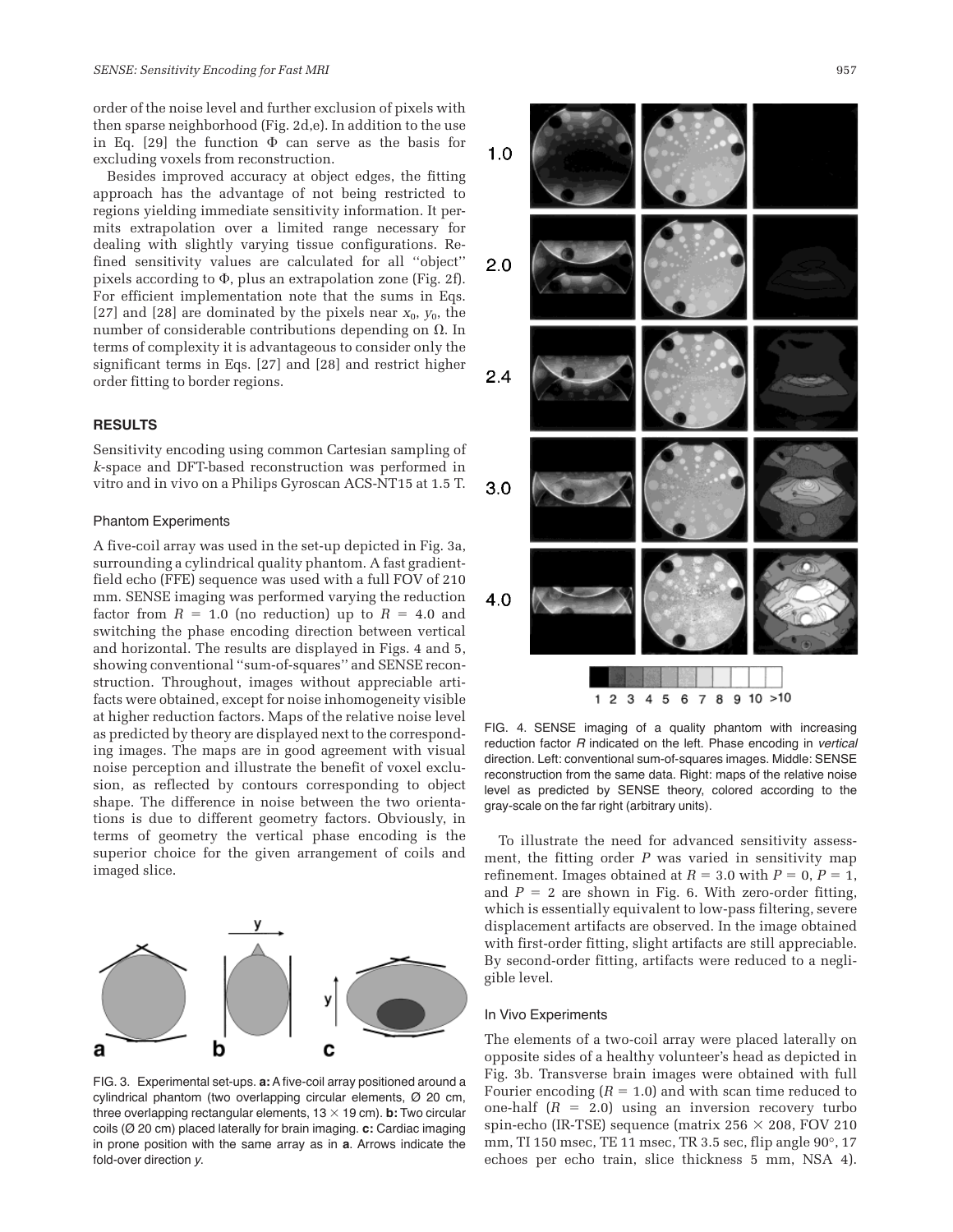order of the noise level and further exclusion of pixels with then sparse neighborhood (Fig. 2d,e). In addition to the use in Eq. [29] the function $\Phi$ can serve as the basis for excluding voxels from reconstruction.

Besides improved accuracy at object edges, the fitting approach has the advantage of not being restricted to regions yielding immediate sensitivity information. It permits extrapolation over a limited range necessary for dealing with slightly varying tissue configurations. Refined sensitivity values are calculated for all "object" pixels according to $\Phi$, plus an extrapolation zone (Fig. 2f). For efficient implementation note that the sums in Eqs. [27] and [28] are dominated by the pixels near $x_0$, $y_0$, the number of considerable contributions depending on $\Omega$. In terms of complexity it is advantageous to consider only the significant terms in Eqs. [27] and [28] and restrict higher order fitting to border regions.

## RESULTS

Sensitivity encoding using common Cartesian sampling of *k*-space and DFT-based reconstruction was performed in vitro and in vivo on a Philips Gyroscan ACS-NT15 at 1.5 T.

### Phantom Experiments

A five-coil array was used in the set-up depicted in Fig. 3a, surrounding a cylindrical quality phantom. A fast gradient-field echo (FFE) sequence was used with a full FOV of 210 mm. SENSE imaging was performed varying the reduction factor from $R = 1.0$ (no reduction) up to $R = 4.0$ and switching the phase encoding direction between vertical and horizontal. The results are displayed in Figs. 4 and 5, showing conventional "sum-of-squares" and SENSE reconstruction. Throughout, images without appreciable artifacts were obtained, except for noise inhomogeneity visible at higher reduction factors. Maps of the relative noise level as predicted by theory are displayed next to the corresponding images. The maps are in good agreement with visual noise perception and illustrate the benefit of voxel exclusion, as reflected by contours corresponding to object shape. The difference in noise between the two orientations is due to different geometry factors. Obviously, in terms of geometry the vertical phase encoding is the superior choice for the given arrangement of coils and imaged slice.

FIG. 3. Experimental set-ups. **a:** A five-coil array positioned around a cylindrical phantom (two overlapping circular elements, Ø 20 cm, three overlapping rectangular elements, 13 × 19 cm). **b:** Two circular coils (Ø 20 cm) placed laterally for brain imaging. **c:** Cardiac imaging in prone position with the same array as in **a**. Arrows indicate the fold-over direction *y*.

FIG. 4. SENSE imaging of a quality phantom with increasing reduction factor *R* indicated on the left. Phase encoding in *vertical* direction. Left: conventional sum-of-squares images. Middle: SENSE reconstruction from the same data. Right: maps of the relative noise level as predicted by SENSE theory, colored according to the gray-scale on the far right (arbitrary units).

To illustrate the need for advanced sensitivity assessment, the fitting order $P$ was varied in sensitivity map refinement. Images obtained at $R = 3.0$ with $P = 0$, $P = 1$, and $P = 2$ are shown in Fig. 6. With zero-order fitting, which is essentially equivalent to low-pass filtering, severe displacement artifacts are observed. In the image obtained with first-order fitting, slight artifacts are still appreciable. By second-order fitting, artifacts were reduced to a negligible level.

### In Vivo Experiments

The elements of a two-coil array were placed laterally on opposite sides of a healthy volunteer's head as depicted in Fig. 3b. Transverse brain images were obtained with full Fourier encoding ($R = 1.0$) and with scan time reduced to one-half ($R = 2.0$) using an inversion recovery turbo spin-echo (IR-TSE) sequence (matrix 256 × 208, FOV 210 mm, TI 150 msec, TE 11 msec, TR 3.5 sec, flip angle 90°, 17 echoes per echo train, slice thickness 5 mm, NSA 4).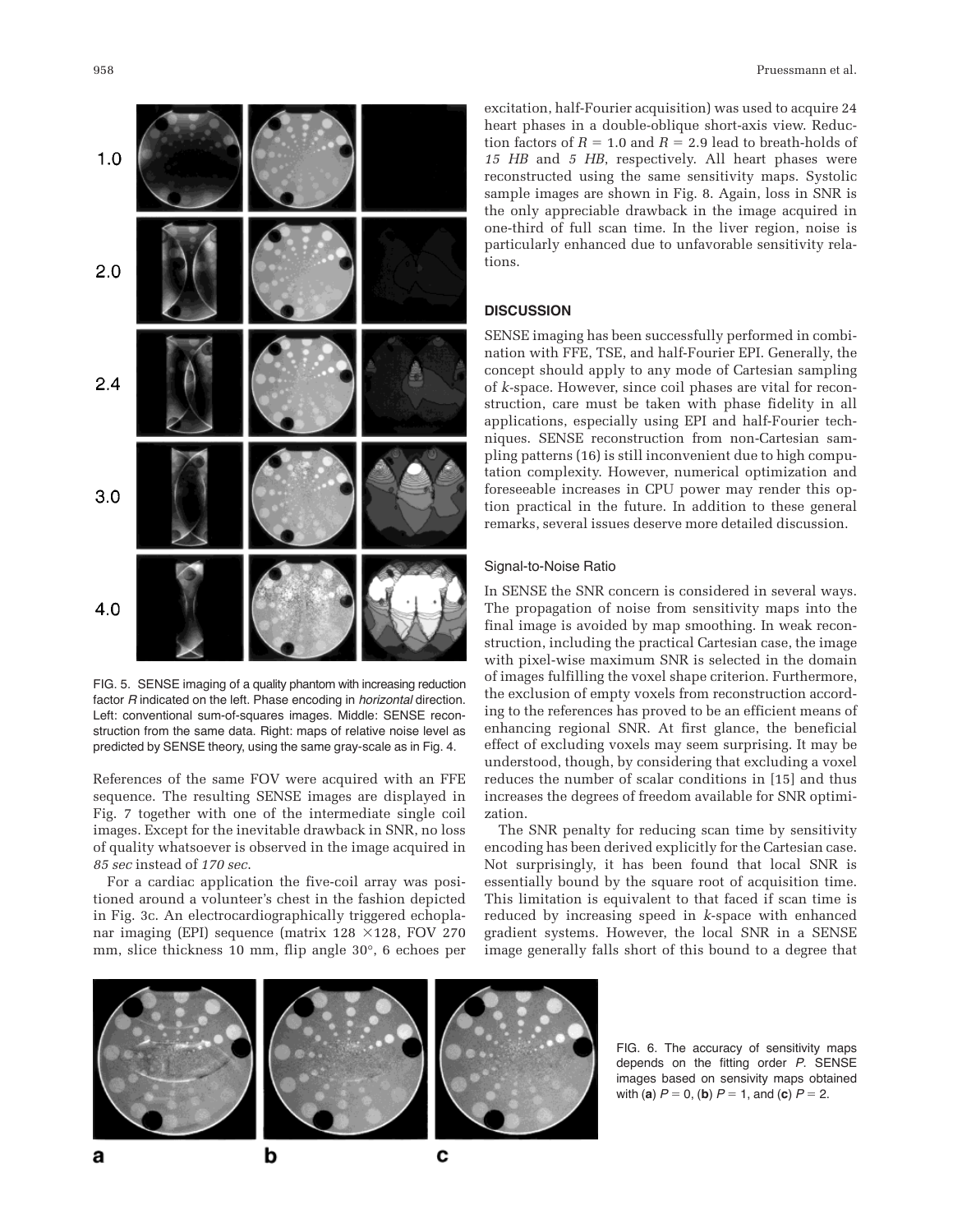FIG. 5. SENSE imaging of a quality phantom with increasing reduction factor $R$ indicated on the left. Phase encoding in *horizontal* direction. Left: conventional sum-of-squares images. Middle: SENSE reconstruction from the same data. Right: maps of relative noise level as predicted by SENSE theory, using the same gray-scale as in Fig. 4.

References of the same FOV were acquired with an FFE sequence. The resulting SENSE images are displayed in Fig. 7 together with one of the intermediate single coil images. Except for the inevitable drawback in SNR, no loss of quality whatsoever is observed in the image acquired in *85 sec* instead of *170 sec.*

For a cardiac application the five-coil array was positioned around a volunteer's chest in the fashion depicted in Fig. 3c. An electrocardiographically triggered echoplanar imaging (EPI) sequence (matrix 128 ×128, FOV 270 mm, slice thickness 10 mm, flip angle 30°, 6 echoes per excitation, half-Fourier acquisition) was used to acquire 24 heart phases in a double-oblique short-axis view. Reduction factors of $R = 1.0$ and $R = 2.9$ lead to breath-holds of *15 HB* and *5 HB*, respectively. All heart phases were reconstructed using the same sensitivity maps. Systolic sample images are shown in Fig. 8. Again, loss in SNR is the only appreciable drawback in the image acquired in one-third of full scan time. In the liver region, noise is particularly enhanced due to unfavorable sensitivity relations.

## DISCUSSION

SENSE imaging has been successfully performed in combination with FFE, TSE, and half-Fourier EPI. Generally, the concept should apply to any mode of Cartesian sampling of *k*-space. However, since coil phases are vital for reconstruction, care must be taken with phase fidelity in all applications, especially using EPI and half-Fourier techniques. SENSE reconstruction from non-Cartesian sampling patterns (16) is still inconvenient due to high computation complexity. However, numerical optimization and foreseeable increases in CPU power may render this option practical in the future. In addition to these general remarks, several issues deserve more detailed discussion.

### Signal-to-Noise Ratio

In SENSE the SNR concern is considered in several ways. The propagation of noise from sensitivity maps into the final image is avoided by map smoothing. In weak reconstruction, including the practical Cartesian case, the image with pixel-wise maximum SNR is selected in the domain of images fulfilling the voxel shape criterion. Furthermore, the exclusion of empty voxels from reconstruction according to the references has proved to be an efficient means of enhancing regional SNR. At first glance, the beneficial effect of excluding voxels may seem surprising. It may be understood, though, by considering that excluding a voxel reduces the number of scalar conditions in [15] and thus increases the degrees of freedom available for SNR optimization.

The SNR penalty for reducing scan time by sensitivity encoding has been derived explicitly for the Cartesian case. Not surprisingly, it has been found that local SNR is essentially bound by the square root of acquisition time. This limitation is equivalent to that faced if scan time is reduced by increasing speed in *k*-space with enhanced gradient systems. However, the local SNR in a SENSE image generally falls short of this bound to a degree that

FIG. 6. The accuracy of sensitivity maps depends on the fitting order $P$. SENSE images based on sensivity maps obtained with (**a**) $P = 0$, (**b**) $P = 1$, and (**c**) $P = 2$.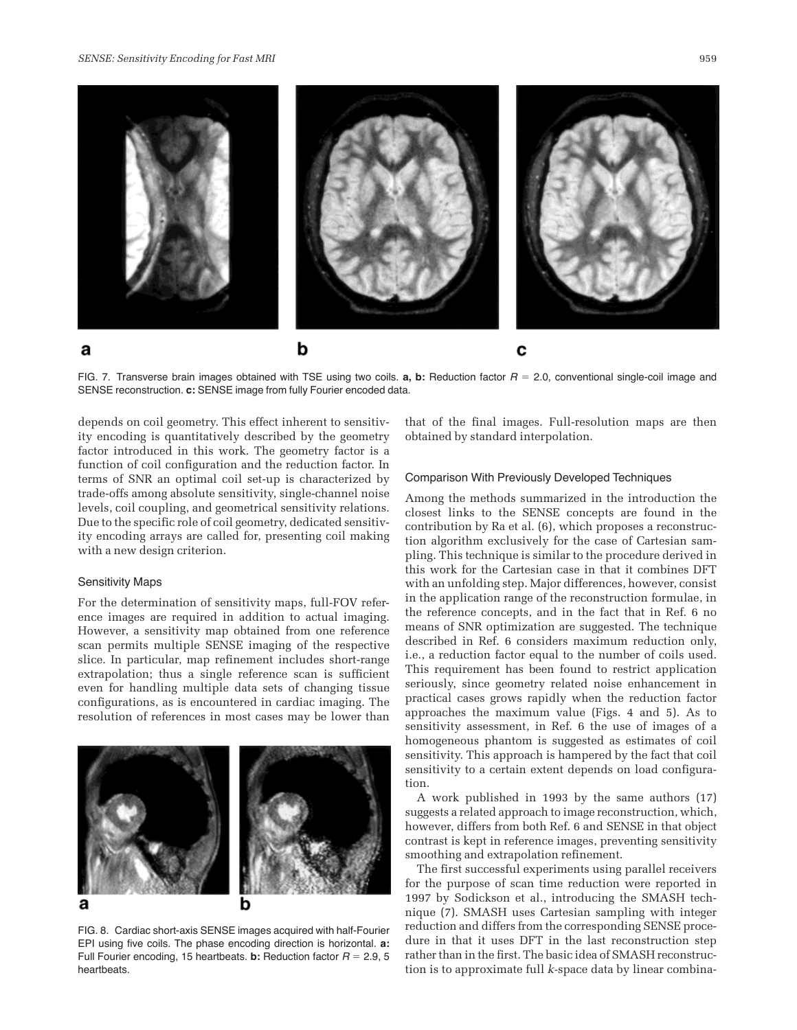FIG. 7. Transverse brain images obtained with TSE using two coils. **a, b:** Reduction factor $R = 2.0$, conventional single-coil image and SENSE reconstruction. **c:** SENSE image from fully Fourier encoded data.

depends on coil geometry. This effect inherent to sensitivity encoding is quantitatively described by the geometry factor introduced in this work. The geometry factor is a function of coil configuration and the reduction factor. In terms of SNR an optimal coil set-up is characterized by trade-offs among absolute sensitivity, single-channel noise levels, coil coupling, and geometrical sensitivity relations. Due to the specific role of coil geometry, dedicated sensitivity encoding arrays are called for, presenting coil making with a new design criterion.

### Sensitivity Maps

For the determination of sensitivity maps, full-FOV reference images are required in addition to actual imaging. However, a sensitivity map obtained from one reference scan permits multiple SENSE imaging of the respective slice. In particular, map refinement includes short-range extrapolation; thus a single reference scan is sufficient even for handling multiple data sets of changing tissue configurations, as is encountered in cardiac imaging. The resolution of references in most cases may be lower than that of the final images. Full-resolution maps are then obtained by standard interpolation.

FIG. 8. Cardiac short-axis SENSE images acquired with half-Fourier EPI using five coils. The phase encoding direction is horizontal. **a:** Full Fourier encoding, 15 heartbeats. **b:** Reduction factor $R = 2.9$, 5 heartbeats.

### Comparison With Previously Developed Techniques

Among the methods summarized in the introduction the closest links to the SENSE concepts are found in the contribution by Ra et al. (6), which proposes a reconstruction algorithm exclusively for the case of Cartesian sampling. This technique is similar to the procedure derived in this work for the Cartesian case in that it combines DFT with an unfolding step. Major differences, however, consist in the application range of the reconstruction formulae, in the reference concepts, and in the fact that in Ref. 6 no means of SNR optimization are suggested. The technique described in Ref. 6 considers maximum reduction only, i.e., a reduction factor equal to the number of coils used. This requirement has been found to restrict application seriously, since geometry related noise enhancement in practical cases grows rapidly when the reduction factor approaches the maximum value (Figs. 4 and 5). As to sensitivity assessment, in Ref. 6 the use of images of a homogeneous phantom is suggested as estimates of coil sensitivity. This approach is hampered by the fact that coil sensitivity to a certain extent depends on load configuration.

A work published in 1993 by the same authors (17) suggests a related approach to image reconstruction, which, however, differs from both Ref. 6 and SENSE in that object contrast is kept in reference images, preventing sensitivity smoothing and extrapolation refinement.

The first successful experiments using parallel receivers for the purpose of scan time reduction were reported in 1997 by Sodickson et al., introducing the SMASH technique (7). SMASH uses Cartesian sampling with integer reduction and differs from the corresponding SENSE procedure in that it uses DFT in the last reconstruction step rather than in the first. The basic idea of SMASH reconstruction is to approximate full *k*-space data by linear combina-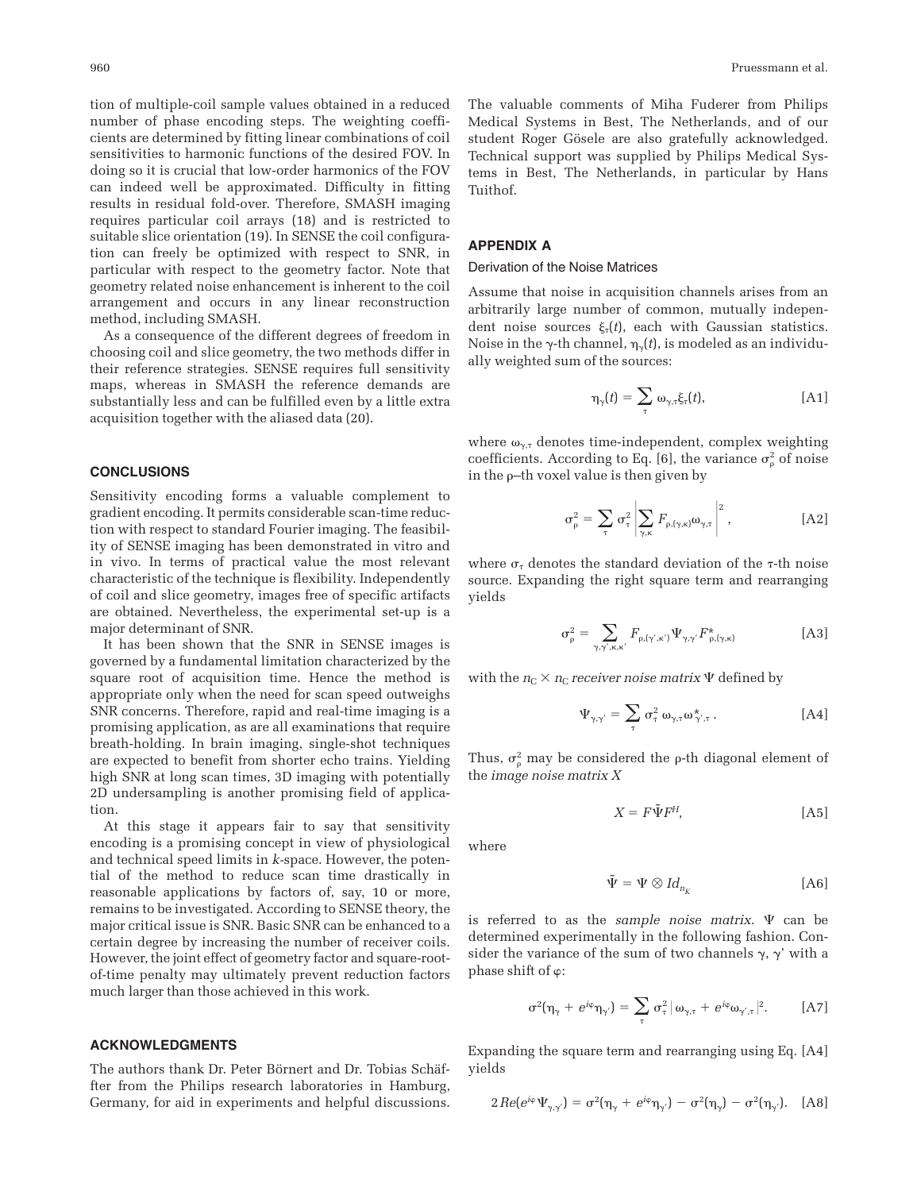tion of multiple-coil sample values obtained in a reduced number of phase encoding steps. The weighting coefficients are determined by fitting linear combinations of coil sensitivities to harmonic functions of the desired FOV. In doing so it is crucial that low-order harmonics of the FOV can indeed well be approximated. Difficulty in fitting results in residual fold-over. Therefore, SMASH imaging requires particular coil arrays (18) and is restricted to suitable slice orientation (19). In SENSE the coil configuration can freely be optimized with respect to SNR, in particular with respect to the geometry factor. Note that geometry related noise enhancement is inherent to the coil arrangement and occurs in any linear reconstruction method, including SMASH.

As a consequence of the different degrees of freedom in choosing coil and slice geometry, the two methods differ in their reference strategies. SENSE requires full sensitivity maps, whereas in SMASH the reference demands are substantially less and can be fulfilled even by a little extra acquisition together with the aliased data (20).

## CONCLUSIONS

Sensitivity encoding forms a valuable complement to gradient encoding. It permits considerable scan-time reduction with respect to standard Fourier imaging. The feasibility of SENSE imaging has been demonstrated in vitro and in vivo. In terms of practical value the most relevant characteristic of the technique is flexibility. Independently of coil and slice geometry, images free of specific artifacts are obtained. Nevertheless, the experimental set-up is a major determinant of SNR.

It has been shown that the SNR in SENSE images is governed by a fundamental limitation characterized by the square root of acquisition time. Hence the method is appropriate only when the need for scan speed outweighs SNR concerns. Therefore, rapid and real-time imaging is a promising application, as are all examinations that require breath-holding. In brain imaging, single-shot techniques are expected to benefit from shorter echo trains. Yielding high SNR at long scan times, 3D imaging with potentially 2D undersampling is another promising field of application.

At this stage it appears fair to say that sensitivity encoding is a promising concept in view of physiological and technical speed limits in *k*-space. However, the potential of the method to reduce scan time drastically in reasonable applications by factors of, say, 10 or more, remains to be investigated. According to SENSE theory, the major critical issue is SNR. Basic SNR can be enhanced to a certain degree by increasing the number of receiver coils. However, the joint effect of geometry factor and square-root-of-time penalty may ultimately prevent reduction factors much larger than those achieved in this work.

## ACKNOWLEDGMENTS

The authors thank Dr. Peter Börnert and Dr. Tobias Schäffter from the Philips research laboratories in Hamburg, Germany, for aid in experiments and helpful discussions. The valuable comments of Miha Fuderer from Philips Medical Systems in Best, The Netherlands, and of our student Roger Gösele are also gratefully acknowledged. Technical support was supplied by Philips Medical Systems in Best, The Netherlands, in particular by Hans Tuithof.

## APPENDIX A

### Derivation of the Noise Matrices

Assume that noise in acquisition channels arises from an arbitrarily large number of common, mutually independent noise sources $\xi_\tau(t)$, each with Gaussian statistics. Noise in the $\gamma$-th channel, $\eta_\gamma(t)$, is modeled as an individually weighted sum of the sources:

$$\eta_\gamma(t) = \sum_\tau \omega_{\gamma,\tau}\xi_\tau(t), \qquad \text{[A1]}$$

where $\omega_{\gamma,\tau}$ denotes time-independent, complex weighting coefficients. According to Eq. [6], the variance $\sigma_\rho^2$ of noise in the $\rho$–th voxel value is then given by

$$\sigma_\rho^2 = \sum_\tau \sigma_\tau^2 \left| \sum_{\gamma,\kappa} F_{\rho,(\gamma,\kappa)}\omega_{\gamma,\tau} \right|^2, \qquad \text{[A2]}$$

where $\sigma_\tau$ denotes the standard deviation of the $\tau$-th noise source. Expanding the right square term and rearranging yields

$$\sigma_\rho^2 = \sum_{\gamma,\gamma',\kappa,\kappa'} F_{\rho,(\gamma',\kappa')}\Psi_{\gamma,\gamma'}F^*_{\rho,(\gamma,\kappa)} \qquad \text{[A3]}$$

with the $n_C \times n_C$ *receiver noise matrix* $\Psi$ defined by

$$\Psi_{\gamma,\gamma'} = \sum_\tau \sigma_\tau^2\, \omega_{\gamma,\tau}\omega^*_{\gamma',\tau}\,. \qquad \text{[A4]}$$

Thus, $\sigma_\rho^2$ may be considered the $\rho$-th diagonal element of the *image noise matrix X*

$$X = F\tilde{\Psi}F^H, \qquad \text{[A5]}$$

where

$$\tilde{\Psi} = \Psi \otimes Id_{n_K} \qquad \text{[A6]}$$

is referred to as the *sample noise matrix*. $\Psi$ can be determined experimentally in the following fashion. Consider the variance of the sum of two channels $\gamma$, $\gamma'$ with a phase shift of $\varphi$:

$$\sigma^2(\eta_\gamma + e^{i\varphi}\eta_{\gamma'}) = \sum_\tau \sigma_\tau^2 \left| \omega_{\gamma,\tau} + e^{i\varphi}\omega_{\gamma',\tau} \right|^2. \qquad \text{[A7]}$$

Expanding the square term and rearranging using Eq. [A4] yields

$$2\,Re(e^{i\varphi}\Psi_{\gamma,\gamma'}) = \sigma^2(\eta_\gamma + e^{i\varphi}\eta_{\gamma'}) - \sigma^2(\eta_\gamma) - \sigma^2(\eta_{\gamma'}). \qquad \text{[A8]}$$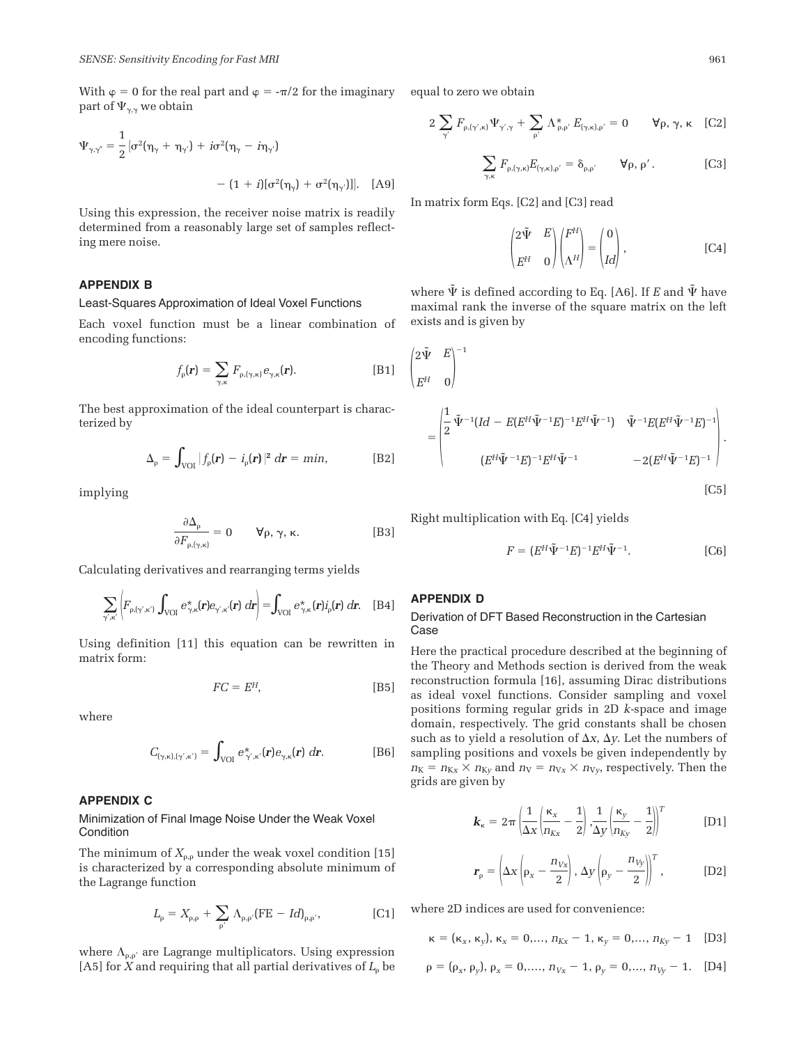With $\varphi = 0$ for the real part and $\varphi = -\pi/2$ for the imaginary part of $\Psi_{\gamma,\gamma}$ we obtain

$$\Psi_{\gamma,\gamma'} = \frac{1}{2}\left[\sigma^2(\eta_\gamma + \eta_{\gamma'}) + i\sigma^2(\eta_\gamma - i\eta_{\gamma'}) - (1+i)[\sigma^2(\eta_\gamma) + \sigma^2(\eta_{\gamma'})]\right]. \quad \text{[A9]}$$

Using this expression, the receiver noise matrix is readily determined from a reasonably large set of samples reflecting mere noise.

## APPENDIX B

### Least-Squares Approximation of Ideal Voxel Functions

Each voxel function must be a linear combination of encoding functions:

$$f_\rho(\boldsymbol{r}) = \sum_{\gamma,\kappa} F_{\rho,(\gamma,\kappa)} e_{\gamma,\kappa}(\boldsymbol{r}). \quad \text{[B1]}$$

The best approximation of the ideal counterpart is characterized by

$$\Delta_\rho = \int_{\text{VOI}} |f_\rho(\boldsymbol{r}) - i_\rho(\boldsymbol{r})|^2 \, d\boldsymbol{r} = min, \quad \text{[B2]}$$

implying

$$\frac{\partial \Delta_\rho}{\partial F_{\rho,(\gamma,\kappa)}} = 0 \qquad \forall \rho, \gamma, \kappa. \quad \text{[B3]}$$

Calculating derivatives and rearranging terms yields

$$\sum_{\gamma',\kappa'} \left( F_{\rho,(\gamma',\kappa')} \int_{\text{VOI}} e^*_{\gamma,\kappa}(\boldsymbol{r}) e_{\gamma',\kappa'}(\boldsymbol{r}) \, d\boldsymbol{r} \right) = \int_{\text{VOI}} e^*_{\gamma,\kappa}(\boldsymbol{r}) i_\rho(\boldsymbol{r}) \, d\boldsymbol{r}. \quad \text{[B4]}$$

Using definition [11] this equation can be rewritten in matrix form:

$$FC = E^H, \quad \text{[B5]}$$

where

$$C_{(\gamma,\kappa),(\gamma',\kappa')} = \int_{\text{VOI}} e^*_{\gamma',\kappa'}(\boldsymbol{r}) e_{\gamma,\kappa}(\boldsymbol{r}) \, d\boldsymbol{r}. \quad \text{[B6]}$$

## APPENDIX C

### Minimization of Final Image Noise Under the Weak Voxel Condition

The minimum of $X_{\rho,\rho}$ under the weak voxel condition [15] is characterized by a corresponding absolute minimum of the Lagrange function

$$L_\rho = X_{\rho,\rho} + \sum_{\rho'} \Lambda_{\rho,\rho'} (\text{FE} - Id)_{\rho,\rho'}, \quad \text{[C1]}$$

where $\Lambda_{\rho,\rho'}$ are Lagrange multiplicators. Using expression [A5] for $X$ and requiring that all partial derivatives of $L_\rho$ be equal to zero we obtain

$$2 \sum_{\gamma'} F_{\rho,(\gamma',\kappa)} \Psi_{\gamma',\gamma} + \sum_{\rho'} \Lambda^*_{\rho,\rho'} E_{(\gamma,\kappa),\rho'} = 0 \qquad \forall \rho, \gamma, \kappa \quad \text{[C2]}$$

$$\sum_{\gamma,\kappa} F_{\rho,(\gamma,\kappa)} E_{(\gamma,\kappa),\rho'} = \delta_{\rho,\rho'} \qquad \forall \rho, \rho'. \quad \text{[C3]}$$

In matrix form Eqs. [C2] and [C3] read

$$\begin{pmatrix} 2\tilde{\Psi} & E \\ E^H & 0 \end{pmatrix} \begin{pmatrix} F^H \\ \Lambda^H \end{pmatrix} = \begin{pmatrix} 0 \\ Id \end{pmatrix}, \quad \text{[C4]}$$

where $\tilde{\Psi}$ is defined according to Eq. [A6]. If $E$ and $\tilde{\Psi}$ have maximal rank the inverse of the square matrix on the left exists and is given by

$$\begin{pmatrix} 2\tilde{\Psi} & E \\ E^H & 0 \end{pmatrix}^{-1} = \begin{pmatrix} \frac{1}{2}\tilde{\Psi}^{-1}(Id - E(E^H\tilde{\Psi}^{-1}E)^{-1}E^H\tilde{\Psi}^{-1}) & \tilde{\Psi}^{-1}E(E^H\tilde{\Psi}^{-1}E)^{-1} \\ (E^H\tilde{\Psi}^{-1}E)^{-1}E^H\tilde{\Psi}^{-1} & -2(E^H\tilde{\Psi}^{-1}E)^{-1} \end{pmatrix}. \quad \text{[C5]}$$

Right multiplication with Eq. [C4] yields

$$F = (E^H\tilde{\Psi}^{-1}E)^{-1}E^H\tilde{\Psi}^{-1}. \quad \text{[C6]}$$

## APPENDIX D

### Derivation of DFT Based Reconstruction in the Cartesian Case

Here the practical procedure described at the beginning of the Theory and Methods section is derived from the weak reconstruction formula [16], assuming Dirac distributions as ideal voxel functions. Consider sampling and voxel positions forming regular grids in 2D *k*-space and image domain, respectively. The grid constants shall be chosen such as to yield a resolution of $\Delta x$, $\Delta y$. Let the numbers of sampling positions and voxels be given independently by $n_K = n_{Kx} \times n_{Ky}$ and $n_V = n_{Vx} \times n_{Vy}$, respectively. Then the grids are given by

$$\boldsymbol{k}_\kappa = 2\pi \left( \frac{1}{\Delta x}\left(\frac{\kappa_x}{n_{Kx}} - \frac{1}{2}\right), \frac{1}{\Delta y}\left(\frac{\kappa_y}{n_{Ky}} - \frac{1}{2}\right) \right)^T \quad \text{[D1]}$$

$$\boldsymbol{r}_\rho = \left( \Delta x \left(\rho_x - \frac{n_{Vx}}{2}\right), \Delta y \left(\rho_y - \frac{n_{Vy}}{2}\right) \right)^T, \quad \text{[D2]}$$

where 2D indices are used for convenience:

$$\kappa = (\kappa_x, \kappa_y), \; \kappa_x = 0,\ldots, n_{Kx} - 1, \; \kappa_y = 0,\ldots, n_{Ky} - 1 \quad \text{[D3]}$$

$$\rho = (\rho_x, \rho_y), \; \rho_x = 0,\ldots, n_{Vx} - 1, \; \rho_y = 0,\ldots, n_{Vy} - 1. \quad \text{[D4]}$$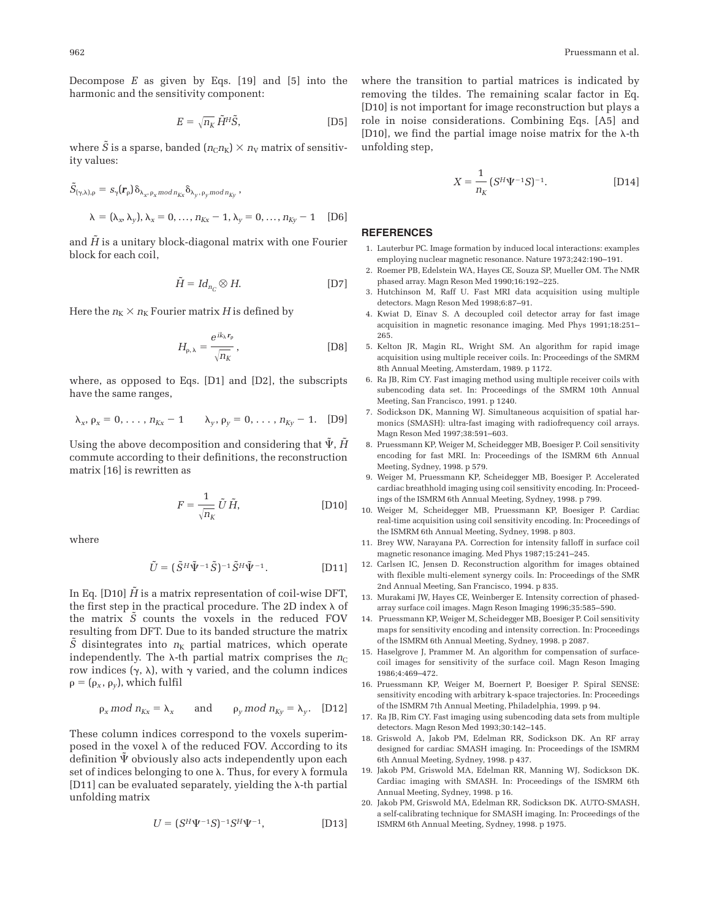Decompose $E$ as given by Eqs. [19] and [5] into the harmonic and the sensitivity component:

$$E = \sqrt{n_K}\,\tilde{H}^H\tilde{S}, \qquad \text{[D5]}$$

where $\tilde{S}$ is a sparse, banded $(n_C n_K) \times n_V$ matrix of sensitivity values:

$$\tilde{S}_{(\gamma,\lambda),\rho} = s_\gamma(\mathbf{r}_\rho)\,\delta_{\lambda_x,\rho_x \bmod n_{Kx}}\delta_{\lambda_y,\rho_y \bmod n_{Ky}},$$

$$\lambda = (\lambda_x, \lambda_y), \lambda_x = 0, \ldots, n_{Kx} - 1, \lambda_y = 0, \ldots, n_{Ky} - 1 \qquad \text{[D6]}$$

and $\tilde{H}$ is a unitary block-diagonal matrix with one Fourier block for each coil,

$$\tilde{H} = Id_{n_C} \otimes H. \qquad \text{[D7]}$$

Here the $n_K \times n_K$ Fourier matrix $H$ is defined by

$$H_{\rho,\lambda} = \frac{e^{ik_\lambda \mathbf{r}_\rho}}{\sqrt{n_K}}, \qquad \text{[D8]}$$

where, as opposed to Eqs. [D1] and [D2], the subscripts have the same ranges,

$$\lambda_x, \rho_x = 0, \ldots, n_{Kx} - 1 \qquad \lambda_y, \rho_y = 0, \ldots, n_{Ky} - 1. \qquad \text{[D9]}$$

Using the above decomposition and considering that $\tilde{\Psi}$, $\tilde{H}$ commute according to their definitions, the reconstruction matrix [16] is rewritten as

$$F = \frac{1}{\sqrt{n_K}}\,\tilde{U}\,\tilde{H}, \qquad \text{[D10]}$$

where

$$\tilde{U} = (\tilde{S}^H\tilde{\Psi}^{-1}\tilde{S})^{-1}\tilde{S}^H\tilde{\Psi}^{-1}. \qquad \text{[D11]}$$

In Eq. [D10] $\tilde{H}$ is a matrix representation of coil-wise DFT, the first step in the practical procedure. The 2D index $\lambda$ of the matrix $\tilde{S}$ counts the voxels in the reduced FOV resulting from DFT. Due to its banded structure the matrix $\tilde{S}$ disintegrates into $n_K$ partial matrices, which operate independently. The $\lambda$-th partial matrix comprises the $n_C$ row indices $(\gamma, \lambda)$, with $\gamma$ varied, and the column indices $\rho = (\rho_x, \rho_y)$, which fulfil

$$\rho_x \bmod n_{Kx} = \lambda_x \qquad \text{and} \qquad \rho_y \bmod n_{Ky} = \lambda_y. \qquad \text{[D12]}$$

These column indices correspond to the voxels superimposed in the voxel $\lambda$ of the reduced FOV. According to its definition $\tilde{\Psi}$ obviously also acts independently upon each set of indices belonging to one $\lambda$. Thus, for every $\lambda$ formula [D11] can be evaluated separately, yielding the $\lambda$-th partial unfolding matrix

$$U = (S^H\Psi^{-1}S)^{-1}S^H\Psi^{-1}, \qquad \text{[D13]}$$

where the transition to partial matrices is indicated by removing the tildes. The remaining scalar factor in Eq. [D10] is not important for image reconstruction but plays a role in noise considerations. Combining Eqs. [A5] and [D10], we find the partial image noise matrix for the $\lambda$-th unfolding step,

$$X = \frac{1}{n_K}(S^H\Psi^{-1}S)^{-1}. \qquad \text{[D14]}$$

## REFERENCES

1. Lauterbur PC. Image formation by induced local interactions: examples employing nuclear magnetic resonance. Nature 1973;242:190–191.
2. Roemer PB, Edelstein WA, Hayes CE, Souza SP, Mueller OM. The NMR phased array. Magn Reson Med 1990;16:192–225.
3. Hutchinson M, Raff U. Fast MRI data acquisition using multiple detectors. Magn Reson Med 1998;6:87–91.
4. Kwiat D, Einav S. A decoupled coil detector array for fast image acquisition in magnetic resonance imaging. Med Phys 1991;18:251–265.
5. Kelton JR, Magin RL, Wright SM. An algorithm for rapid image acquisition using multiple receiver coils. In: Proceedings of the SMRM 8th Annual Meeting, Amsterdam, 1989. p 1172.
6. Ra JB, Rim CY. Fast imaging method using multiple receiver coils with subencoding data set. In: Proceedings of the SMRM 10th Annual Meeting, San Francisco, 1991. p 1240.
7. Sodickson DK, Manning WJ. Simultaneous acquisition of spatial harmonics (SMASH): ultra-fast imaging with radiofrequency coil arrays. Magn Reson Med 1997;38:591–603.
8. Pruessmann KP, Weiger M, Scheidegger MB, Boesiger P. Coil sensitivity encoding for fast MRI. In: Proceedings of the ISMRM 6th Annual Meeting, Sydney, 1998. p 579.
9. Weiger M, Pruessmann KP, Scheidegger MB, Boesiger P. Accelerated cardiac breathhold imaging using coil sensitivity encoding. In: Proceedings of the ISMRM 6th Annual Meeting, Sydney, 1998. p 799.
10. Weiger M, Scheidegger MB, Pruessmann KP, Boesiger P. Cardiac real-time acquisition using coil sensitivity encoding. In: Proceedings of the ISMRM 6th Annual Meeting, Sydney, 1998. p 803.
11. Brey WW, Narayana PA. Correction for intensity falloff in surface coil magnetic resonance imaging. Med Phys 1987;15:241–245.
12. Carlsen IC, Jensen D. Reconstruction algorithm for images obtained with flexible multi-element synergy coils. In: Proceedings of the SMR 2nd Annual Meeting, San Francisco, 1994. p 835.
13. Murakami JW, Hayes CE, Weinberger E. Intensity correction of phased-array surface coil images. Magn Reson Imaging 1996;35:585–590.
14. Pruessmann KP, Weiger M, Scheidegger MB, Boesiger P. Coil sensitivity maps for sensitivity encoding and intensity correction. In: Proceedings of the ISMRM 6th Annual Meeting, Sydney, 1998. p 2087.
15. Haselgrove J, Prammer M. An algorithm for compensation of surface-coil images for sensitivity of the surface coil. Magn Reson Imaging 1986;4:469–472.
16. Pruessmann KP, Weiger M, Boernert P, Boesiger P. Spiral SENSE: sensitivity encoding with arbitrary k-space trajectories. In: Proceedings of the ISMRM 7th Annual Meeting, Philadelphia, 1999. p 94.
17. Ra JB, Rim CY. Fast imaging using subencoding data sets from multiple detectors. Magn Reson Med 1993;30:142–145.
18. Griswold A, Jakob PM, Edelman RR, Sodickson DK. An RF array designed for cardiac SMASH imaging. In: Proceedings of the ISMRM 6th Annual Meeting, Sydney, 1998. p 437.
19. Jakob PM, Griswold MA, Edelman RR, Manning WJ, Sodickson DK. Cardiac imaging with SMASH. In: Proceedings of the ISMRM 6th Annual Meeting, Sydney, 1998. p 16.
20. Jakob PM, Griswold MA, Edelman RR, Sodickson DK. AUTO-SMASH, a self-calibrating technique for SMASH imaging. In: Proceedings of the ISMRM 6th Annual Meeting, Sydney, 1998. p 1975.